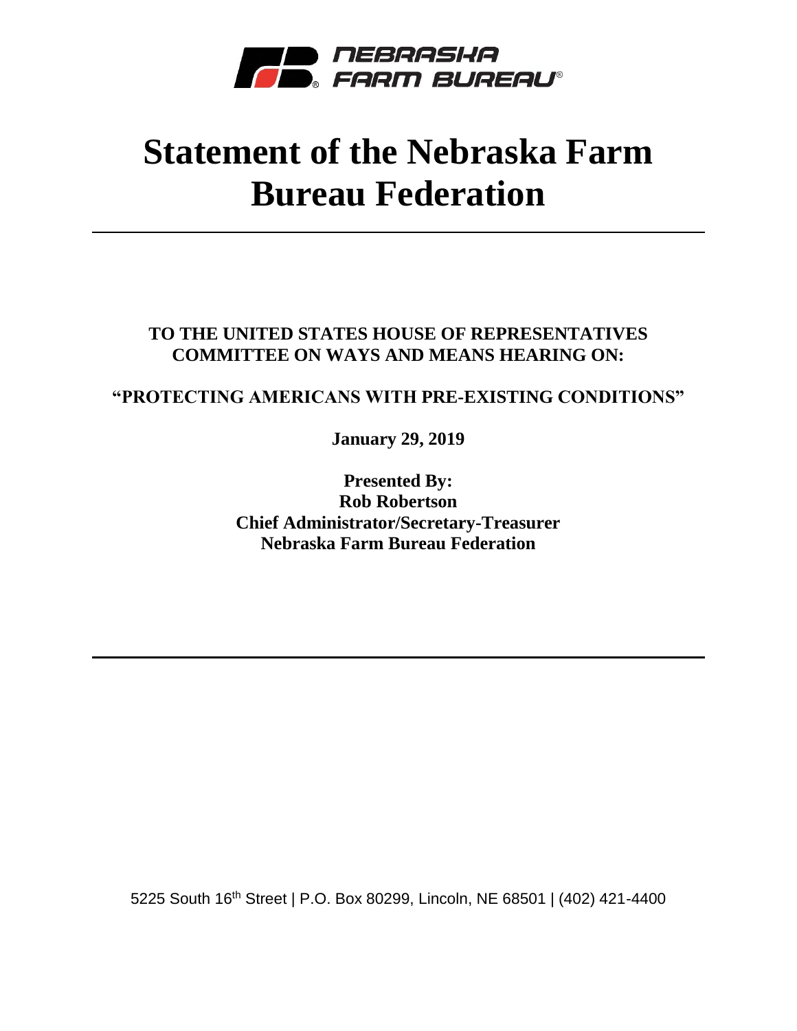NEBRASKA FARM BUREAU®

# Statement of the Nebraska Farm Bureau Federation

**TO THE UNITED STATES HOUSE OF REPRESENTATIVES COMMITTEE ON WAYS AND MEANS HEARING ON:**

**"PROTECTING AMERICANS WITH PRE-EXISTING CONDITIONS"**

**January 29, 2019**

**Presented By:**
**Rob Robertson**
**Chief Administrator/Secretary-Treasurer**
**Nebraska Farm Bureau Federation**

5225 South 16th Street | P.O. Box 80299, Lincoln, NE 68501 | (402) 421-4400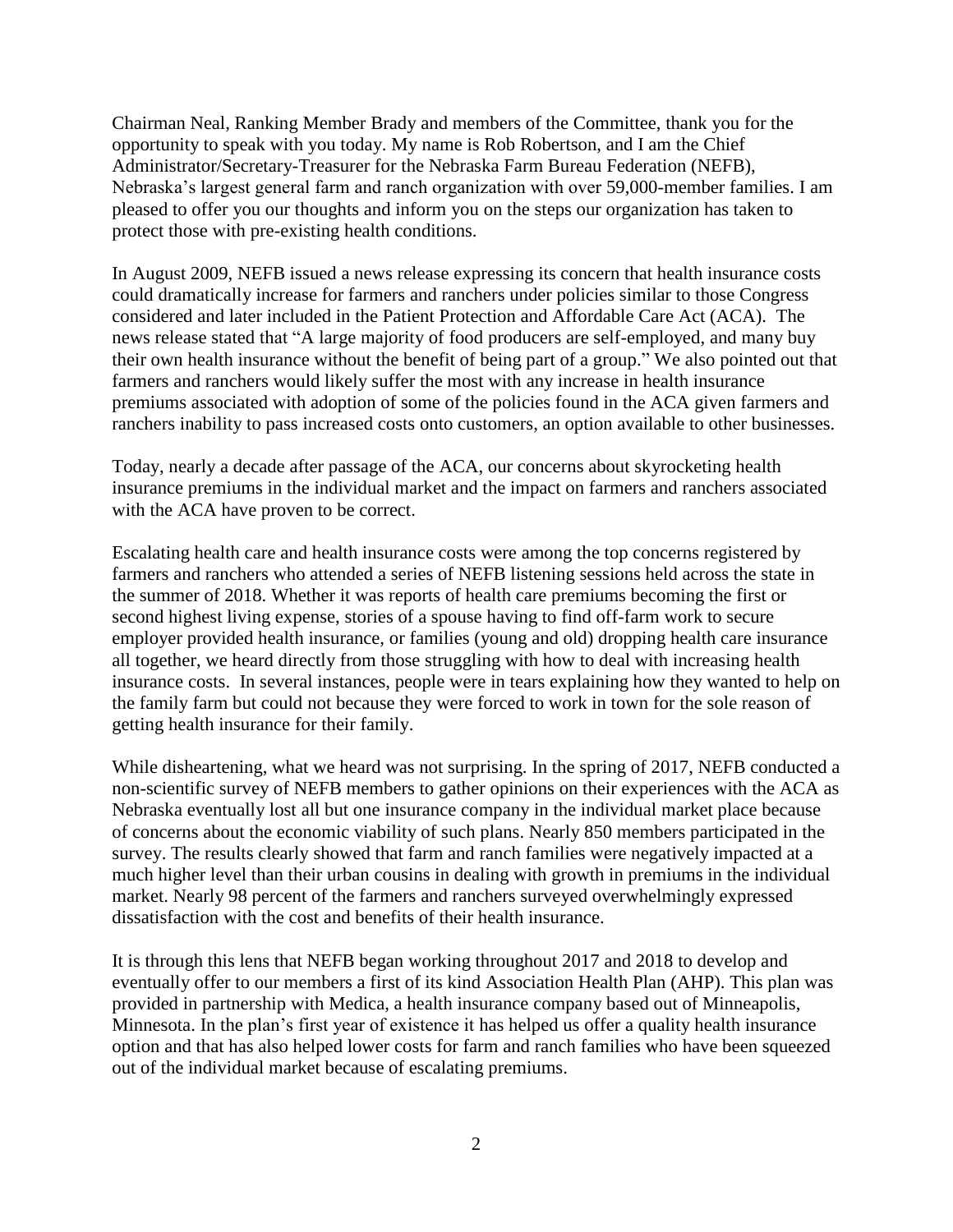Chairman Neal, Ranking Member Brady and members of the Committee, thank you for the opportunity to speak with you today. My name is Rob Robertson, and I am the Chief Administrator/Secretary-Treasurer for the Nebraska Farm Bureau Federation (NEFB), Nebraska's largest general farm and ranch organization with over 59,000-member families. I am pleased to offer you our thoughts and inform you on the steps our organization has taken to protect those with pre-existing health conditions.

In August 2009, NEFB issued a news release expressing its concern that health insurance costs could dramatically increase for farmers and ranchers under policies similar to those Congress considered and later included in the Patient Protection and Affordable Care Act (ACA). The news release stated that "A large majority of food producers are self-employed, and many buy their own health insurance without the benefit of being part of a group." We also pointed out that farmers and ranchers would likely suffer the most with any increase in health insurance premiums associated with adoption of some of the policies found in the ACA given farmers and ranchers inability to pass increased costs onto customers, an option available to other businesses.

Today, nearly a decade after passage of the ACA, our concerns about skyrocketing health insurance premiums in the individual market and the impact on farmers and ranchers associated with the ACA have proven to be correct.

Escalating health care and health insurance costs were among the top concerns registered by farmers and ranchers who attended a series of NEFB listening sessions held across the state in the summer of 2018. Whether it was reports of health care premiums becoming the first or second highest living expense, stories of a spouse having to find off-farm work to secure employer provided health insurance, or families (young and old) dropping health care insurance all together, we heard directly from those struggling with how to deal with increasing health insurance costs. In several instances, people were in tears explaining how they wanted to help on the family farm but could not because they were forced to work in town for the sole reason of getting health insurance for their family.

While disheartening, what we heard was not surprising. In the spring of 2017, NEFB conducted a non-scientific survey of NEFB members to gather opinions on their experiences with the ACA as Nebraska eventually lost all but one insurance company in the individual market place because of concerns about the economic viability of such plans. Nearly 850 members participated in the survey. The results clearly showed that farm and ranch families were negatively impacted at a much higher level than their urban cousins in dealing with growth in premiums in the individual market. Nearly 98 percent of the farmers and ranchers surveyed overwhelmingly expressed dissatisfaction with the cost and benefits of their health insurance.

It is through this lens that NEFB began working throughout 2017 and 2018 to develop and eventually offer to our members a first of its kind Association Health Plan (AHP). This plan was provided in partnership with Medica, a health insurance company based out of Minneapolis, Minnesota. In the plan's first year of existence it has helped us offer a quality health insurance option and that has also helped lower costs for farm and ranch families who have been squeezed out of the individual market because of escalating premiums.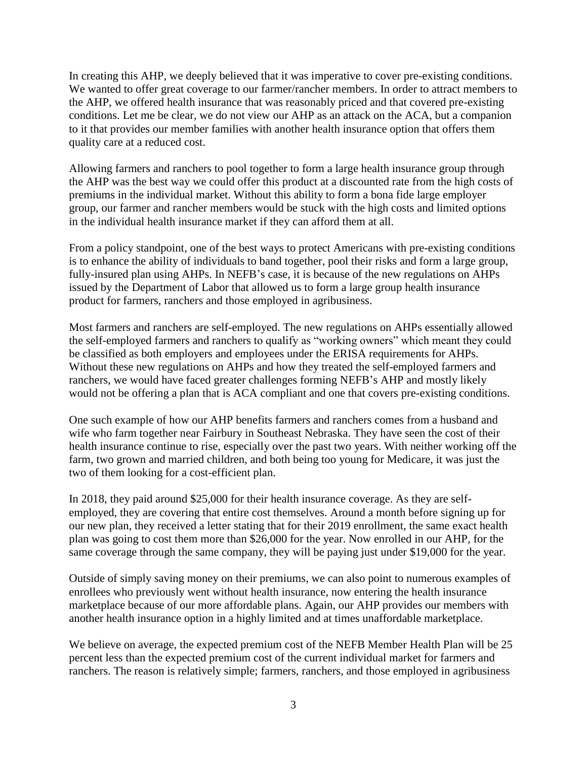In creating this AHP, we deeply believed that it was imperative to cover pre-existing conditions. We wanted to offer great coverage to our farmer/rancher members. In order to attract members to the AHP, we offered health insurance that was reasonably priced and that covered pre-existing conditions. Let me be clear, we do not view our AHP as an attack on the ACA, but a companion to it that provides our member families with another health insurance option that offers them quality care at a reduced cost.

Allowing farmers and ranchers to pool together to form a large health insurance group through the AHP was the best way we could offer this product at a discounted rate from the high costs of premiums in the individual market. Without this ability to form a bona fide large employer group, our farmer and rancher members would be stuck with the high costs and limited options in the individual health insurance market if they can afford them at all.

From a policy standpoint, one of the best ways to protect Americans with pre-existing conditions is to enhance the ability of individuals to band together, pool their risks and form a large group, fully-insured plan using AHPs. In NEFB's case, it is because of the new regulations on AHPs issued by the Department of Labor that allowed us to form a large group health insurance product for farmers, ranchers and those employed in agribusiness.

Most farmers and ranchers are self-employed. The new regulations on AHPs essentially allowed the self-employed farmers and ranchers to qualify as "working owners" which meant they could be classified as both employers and employees under the ERISA requirements for AHPs. Without these new regulations on AHPs and how they treated the self-employed farmers and ranchers, we would have faced greater challenges forming NEFB's AHP and mostly likely would not be offering a plan that is ACA compliant and one that covers pre-existing conditions.

One such example of how our AHP benefits farmers and ranchers comes from a husband and wife who farm together near Fairbury in Southeast Nebraska. They have seen the cost of their health insurance continue to rise, especially over the past two years. With neither working off the farm, two grown and married children, and both being too young for Medicare, it was just the two of them looking for a cost-efficient plan.

In 2018, they paid around $25,000 for their health insurance coverage. As they are self-employed, they are covering that entire cost themselves. Around a month before signing up for our new plan, they received a letter stating that for their 2019 enrollment, the same exact health plan was going to cost them more than $26,000 for the year. Now enrolled in our AHP, for the same coverage through the same company, they will be paying just under $19,000 for the year.

Outside of simply saving money on their premiums, we can also point to numerous examples of enrollees who previously went without health insurance, now entering the health insurance marketplace because of our more affordable plans. Again, our AHP provides our members with another health insurance option in a highly limited and at times unaffordable marketplace.

We believe on average, the expected premium cost of the NEFB Member Health Plan will be 25 percent less than the expected premium cost of the current individual market for farmers and ranchers. The reason is relatively simple; farmers, ranchers, and those employed in agribusiness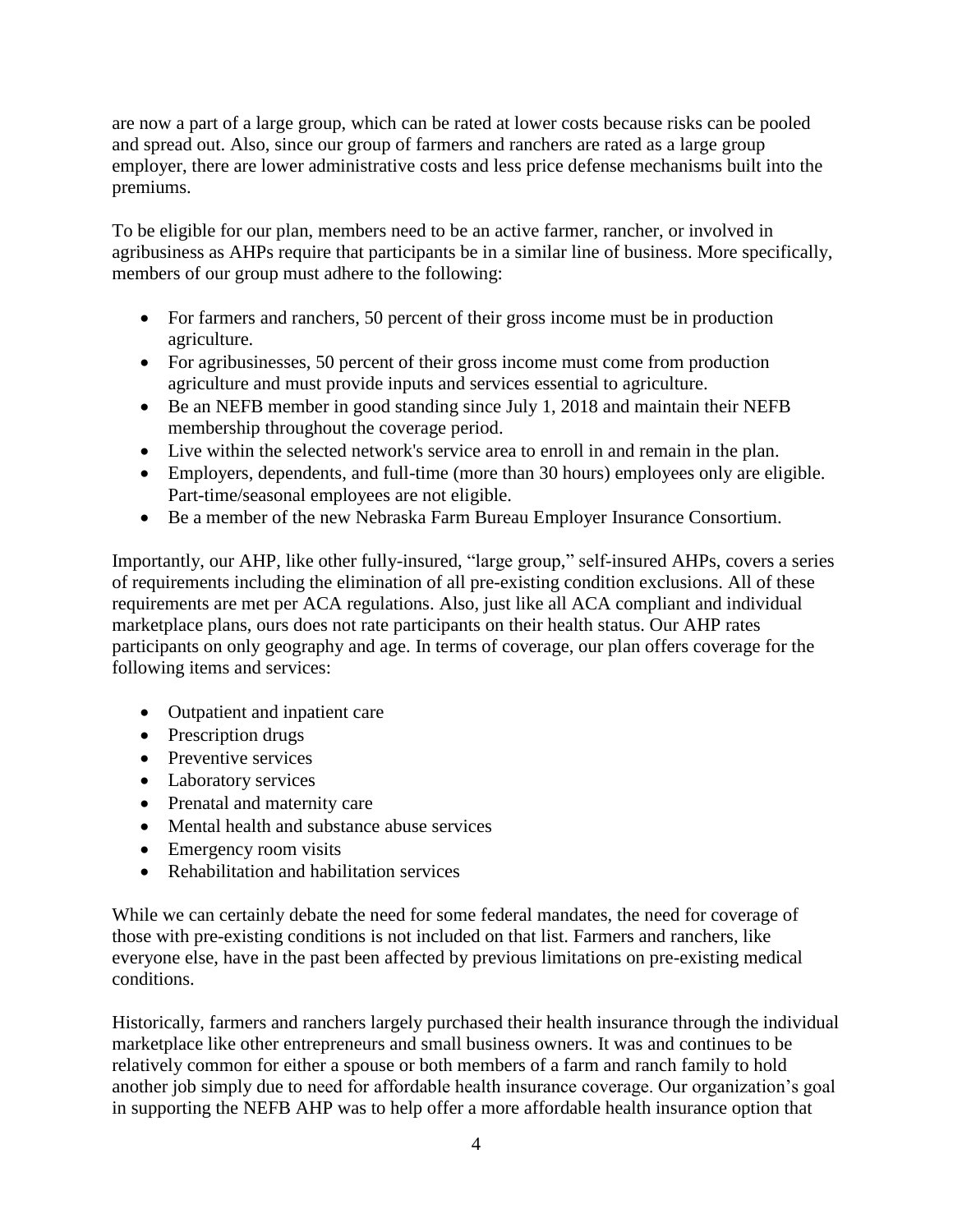are now a part of a large group, which can be rated at lower costs because risks can be pooled and spread out. Also, since our group of farmers and ranchers are rated as a large group employer, there are lower administrative costs and less price defense mechanisms built into the premiums.

To be eligible for our plan, members need to be an active farmer, rancher, or involved in agribusiness as AHPs require that participants be in a similar line of business. More specifically, members of our group must adhere to the following:

- For farmers and ranchers, 50 percent of their gross income must be in production agriculture.
- For agribusinesses, 50 percent of their gross income must come from production agriculture and must provide inputs and services essential to agriculture.
- Be an NEFB member in good standing since July 1, 2018 and maintain their NEFB membership throughout the coverage period.
- Live within the selected network's service area to enroll in and remain in the plan.
- Employers, dependents, and full-time (more than 30 hours) employees only are eligible. Part-time/seasonal employees are not eligible.
- Be a member of the new Nebraska Farm Bureau Employer Insurance Consortium.

Importantly, our AHP, like other fully-insured, "large group," self-insured AHPs, covers a series of requirements including the elimination of all pre-existing condition exclusions. All of these requirements are met per ACA regulations. Also, just like all ACA compliant and individual marketplace plans, ours does not rate participants on their health status. Our AHP rates participants on only geography and age. In terms of coverage, our plan offers coverage for the following items and services:

- Outpatient and inpatient care
- Prescription drugs
- Preventive services
- Laboratory services
- Prenatal and maternity care
- Mental health and substance abuse services
- Emergency room visits
- Rehabilitation and habilitation services

While we can certainly debate the need for some federal mandates, the need for coverage of those with pre-existing conditions is not included on that list. Farmers and ranchers, like everyone else, have in the past been affected by previous limitations on pre-existing medical conditions.

Historically, farmers and ranchers largely purchased their health insurance through the individual marketplace like other entrepreneurs and small business owners. It was and continues to be relatively common for either a spouse or both members of a farm and ranch family to hold another job simply due to need for affordable health insurance coverage. Our organization's goal in supporting the NEFB AHP was to help offer a more affordable health insurance option that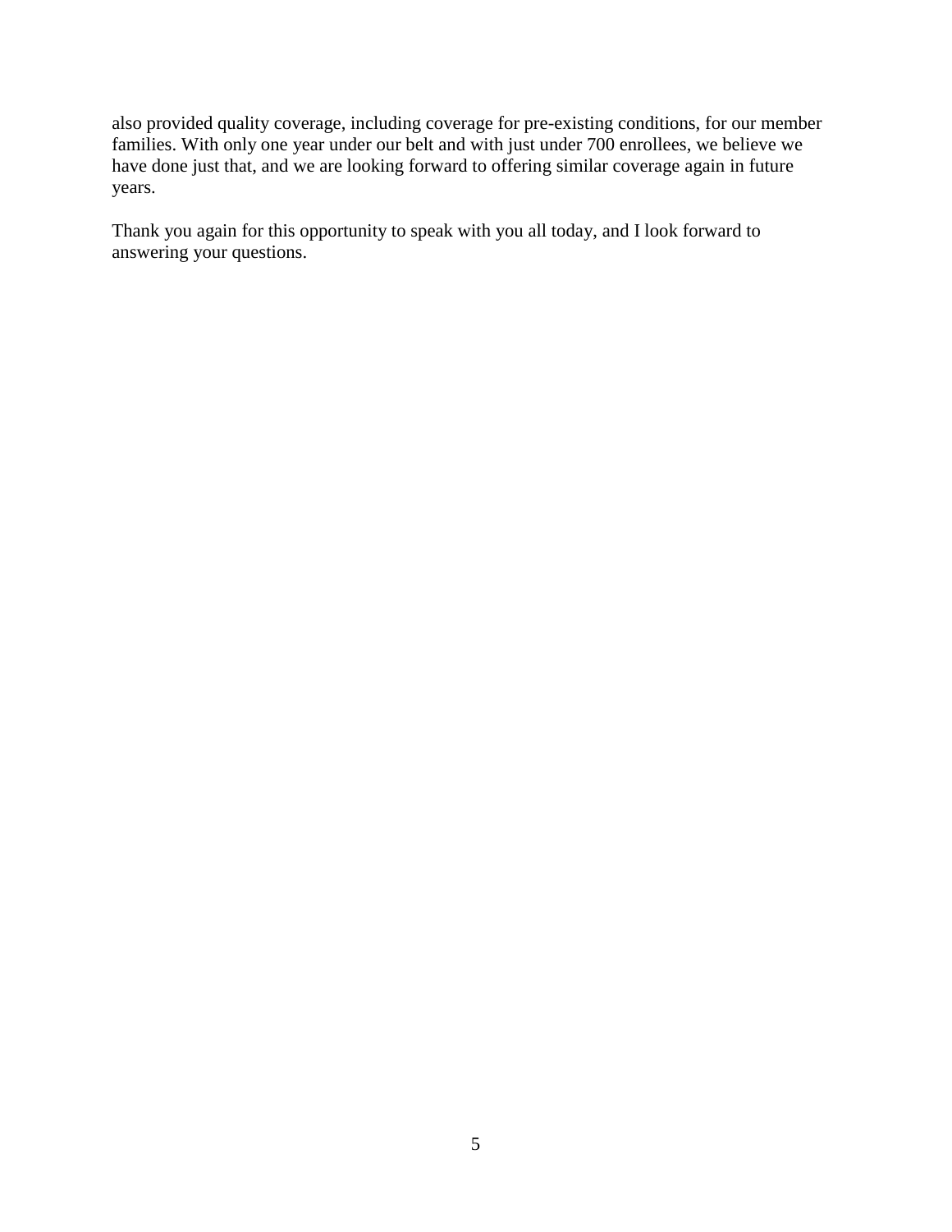also provided quality coverage, including coverage for pre-existing conditions, for our member families. With only one year under our belt and with just under 700 enrollees, we believe we have done just that, and we are looking forward to offering similar coverage again in future years.

Thank you again for this opportunity to speak with you all today, and I look forward to answering your questions.